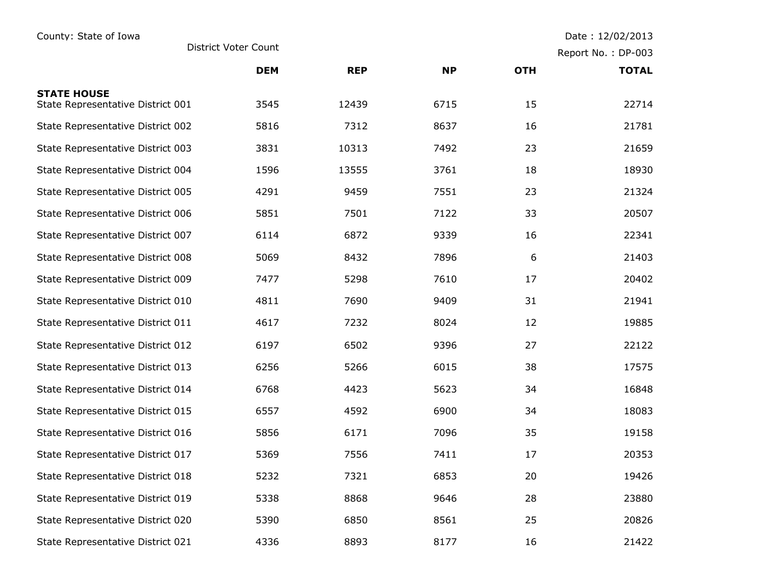County: State of Iowa

District Voter Count

Date : 12/02/2013

Report No. : DP-003

| | DEM | REP | NP | OTH | TOTAL |
|---|---|---|---|---|---|
| **STATE HOUSE** | | | | | |
| State Representative District 001 | 3545 | 12439 | 6715 | 15 | 22714 |
| State Representative District 002 | 5816 | 7312 | 8637 | 16 | 21781 |
| State Representative District 003 | 3831 | 10313 | 7492 | 23 | 21659 |
| State Representative District 004 | 1596 | 13555 | 3761 | 18 | 18930 |
| State Representative District 005 | 4291 | 9459 | 7551 | 23 | 21324 |
| State Representative District 006 | 5851 | 7501 | 7122 | 33 | 20507 |
| State Representative District 007 | 6114 | 6872 | 9339 | 16 | 22341 |
| State Representative District 008 | 5069 | 8432 | 7896 | 6 | 21403 |
| State Representative District 009 | 7477 | 5298 | 7610 | 17 | 20402 |
| State Representative District 010 | 4811 | 7690 | 9409 | 31 | 21941 |
| State Representative District 011 | 4617 | 7232 | 8024 | 12 | 19885 |
| State Representative District 012 | 6197 | 6502 | 9396 | 27 | 22122 |
| State Representative District 013 | 6256 | 5266 | 6015 | 38 | 17575 |
| State Representative District 014 | 6768 | 4423 | 5623 | 34 | 16848 |
| State Representative District 015 | 6557 | 4592 | 6900 | 34 | 18083 |
| State Representative District 016 | 5856 | 6171 | 7096 | 35 | 19158 |
| State Representative District 017 | 5369 | 7556 | 7411 | 17 | 20353 |
| State Representative District 018 | 5232 | 7321 | 6853 | 20 | 19426 |
| State Representative District 019 | 5338 | 8868 | 9646 | 28 | 23880 |
| State Representative District 020 | 5390 | 6850 | 8561 | 25 | 20826 |
| State Representative District 021 | 4336 | 8893 | 8177 | 16 | 21422 |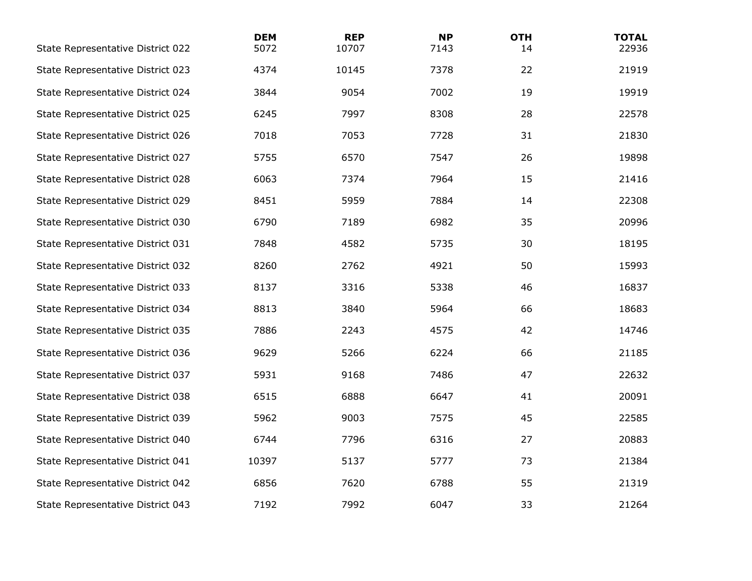|  | DEM | REP | NP | OTH | TOTAL |
|---|---|---|---|---|---|
| State Representative District 022 | 5072 | 10707 | 7143 | 14 | 22936 |
| State Representative District 023 | 4374 | 10145 | 7378 | 22 | 21919 |
| State Representative District 024 | 3844 | 9054 | 7002 | 19 | 19919 |
| State Representative District 025 | 6245 | 7997 | 8308 | 28 | 22578 |
| State Representative District 026 | 7018 | 7053 | 7728 | 31 | 21830 |
| State Representative District 027 | 5755 | 6570 | 7547 | 26 | 19898 |
| State Representative District 028 | 6063 | 7374 | 7964 | 15 | 21416 |
| State Representative District 029 | 8451 | 5959 | 7884 | 14 | 22308 |
| State Representative District 030 | 6790 | 7189 | 6982 | 35 | 20996 |
| State Representative District 031 | 7848 | 4582 | 5735 | 30 | 18195 |
| State Representative District 032 | 8260 | 2762 | 4921 | 50 | 15993 |
| State Representative District 033 | 8137 | 3316 | 5338 | 46 | 16837 |
| State Representative District 034 | 8813 | 3840 | 5964 | 66 | 18683 |
| State Representative District 035 | 7886 | 2243 | 4575 | 42 | 14746 |
| State Representative District 036 | 9629 | 5266 | 6224 | 66 | 21185 |
| State Representative District 037 | 5931 | 9168 | 7486 | 47 | 22632 |
| State Representative District 038 | 6515 | 6888 | 6647 | 41 | 20091 |
| State Representative District 039 | 5962 | 9003 | 7575 | 45 | 22585 |
| State Representative District 040 | 6744 | 7796 | 6316 | 27 | 20883 |
| State Representative District 041 | 10397 | 5137 | 5777 | 73 | 21384 |
| State Representative District 042 | 6856 | 7620 | 6788 | 55 | 21319 |
| State Representative District 043 | 7192 | 7992 | 6047 | 33 | 21264 |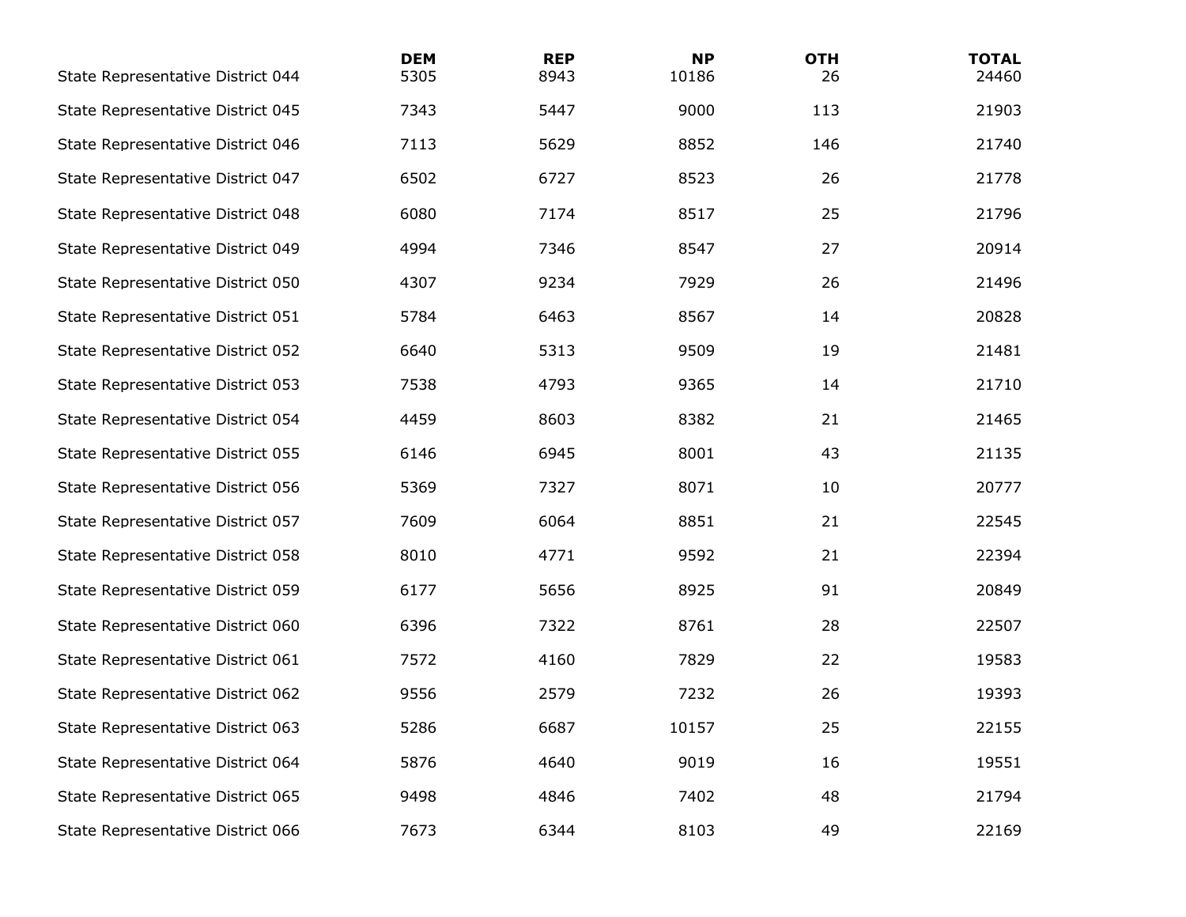| | DEM | REP | NP | OTH | TOTAL |
|---|---|---|---|---|---|
| State Representative District 044 | 5305 | 8943 | 10186 | 26 | 24460 |
| State Representative District 045 | 7343 | 5447 | 9000 | 113 | 21903 |
| State Representative District 046 | 7113 | 5629 | 8852 | 146 | 21740 |
| State Representative District 047 | 6502 | 6727 | 8523 | 26 | 21778 |
| State Representative District 048 | 6080 | 7174 | 8517 | 25 | 21796 |
| State Representative District 049 | 4994 | 7346 | 8547 | 27 | 20914 |
| State Representative District 050 | 4307 | 9234 | 7929 | 26 | 21496 |
| State Representative District 051 | 5784 | 6463 | 8567 | 14 | 20828 |
| State Representative District 052 | 6640 | 5313 | 9509 | 19 | 21481 |
| State Representative District 053 | 7538 | 4793 | 9365 | 14 | 21710 |
| State Representative District 054 | 4459 | 8603 | 8382 | 21 | 21465 |
| State Representative District 055 | 6146 | 6945 | 8001 | 43 | 21135 |
| State Representative District 056 | 5369 | 7327 | 8071 | 10 | 20777 |
| State Representative District 057 | 7609 | 6064 | 8851 | 21 | 22545 |
| State Representative District 058 | 8010 | 4771 | 9592 | 21 | 22394 |
| State Representative District 059 | 6177 | 5656 | 8925 | 91 | 20849 |
| State Representative District 060 | 6396 | 7322 | 8761 | 28 | 22507 |
| State Representative District 061 | 7572 | 4160 | 7829 | 22 | 19583 |
| State Representative District 062 | 9556 | 2579 | 7232 | 26 | 19393 |
| State Representative District 063 | 5286 | 6687 | 10157 | 25 | 22155 |
| State Representative District 064 | 5876 | 4640 | 9019 | 16 | 19551 |
| State Representative District 065 | 9498 | 4846 | 7402 | 48 | 21794 |
| State Representative District 066 | 7673 | 6344 | 8103 | 49 | 22169 |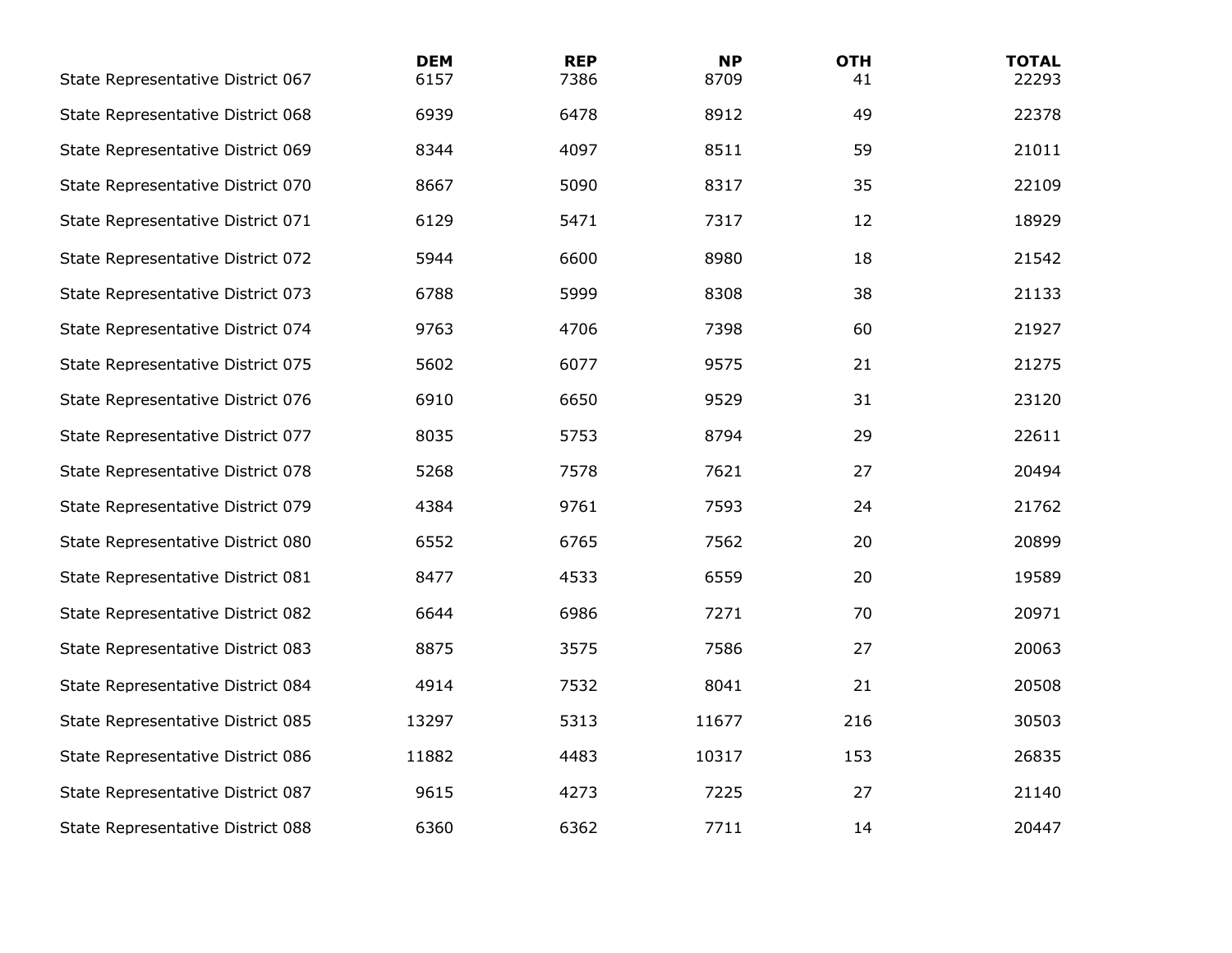| | DEM | REP | NP | OTH | TOTAL |
|---|---|---|---|---|---|
| State Representative District 067 | 6157 | 7386 | 8709 | 41 | 22293 |
| State Representative District 068 | 6939 | 6478 | 8912 | 49 | 22378 |
| State Representative District 069 | 8344 | 4097 | 8511 | 59 | 21011 |
| State Representative District 070 | 8667 | 5090 | 8317 | 35 | 22109 |
| State Representative District 071 | 6129 | 5471 | 7317 | 12 | 18929 |
| State Representative District 072 | 5944 | 6600 | 8980 | 18 | 21542 |
| State Representative District 073 | 6788 | 5999 | 8308 | 38 | 21133 |
| State Representative District 074 | 9763 | 4706 | 7398 | 60 | 21927 |
| State Representative District 075 | 5602 | 6077 | 9575 | 21 | 21275 |
| State Representative District 076 | 6910 | 6650 | 9529 | 31 | 23120 |
| State Representative District 077 | 8035 | 5753 | 8794 | 29 | 22611 |
| State Representative District 078 | 5268 | 7578 | 7621 | 27 | 20494 |
| State Representative District 079 | 4384 | 9761 | 7593 | 24 | 21762 |
| State Representative District 080 | 6552 | 6765 | 7562 | 20 | 20899 |
| State Representative District 081 | 8477 | 4533 | 6559 | 20 | 19589 |
| State Representative District 082 | 6644 | 6986 | 7271 | 70 | 20971 |
| State Representative District 083 | 8875 | 3575 | 7586 | 27 | 20063 |
| State Representative District 084 | 4914 | 7532 | 8041 | 21 | 20508 |
| State Representative District 085 | 13297 | 5313 | 11677 | 216 | 30503 |
| State Representative District 086 | 11882 | 4483 | 10317 | 153 | 26835 |
| State Representative District 087 | 9615 | 4273 | 7225 | 27 | 21140 |
| State Representative District 088 | 6360 | 6362 | 7711 | 14 | 20447 |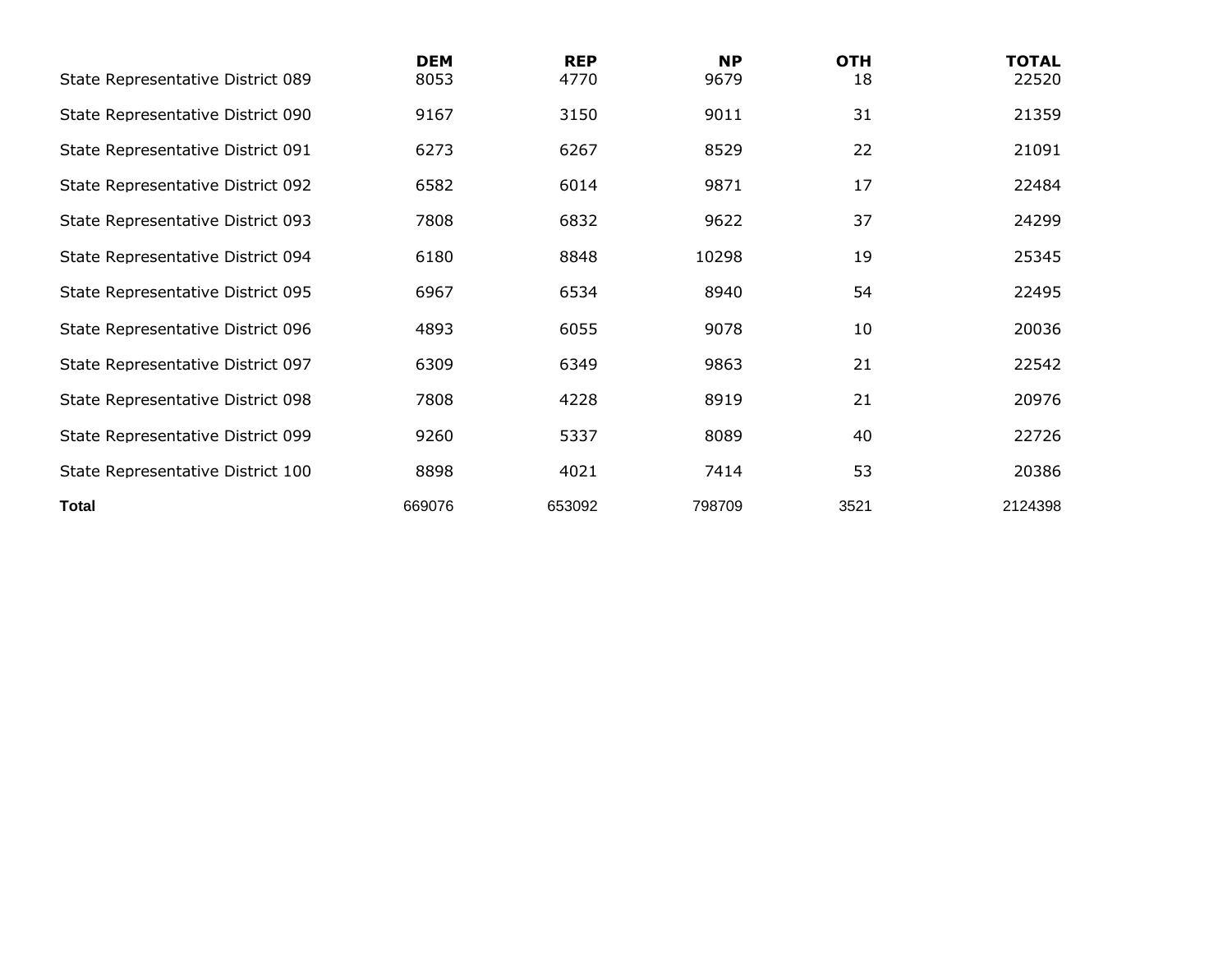| | DEM | REP | NP | OTH | TOTAL |
|---|---|---|---|---|---|
| State Representative District 089 | 8053 | 4770 | 9679 | 18 | 22520 |
| State Representative District 090 | 9167 | 3150 | 9011 | 31 | 21359 |
| State Representative District 091 | 6273 | 6267 | 8529 | 22 | 21091 |
| State Representative District 092 | 6582 | 6014 | 9871 | 17 | 22484 |
| State Representative District 093 | 7808 | 6832 | 9622 | 37 | 24299 |
| State Representative District 094 | 6180 | 8848 | 10298 | 19 | 25345 |
| State Representative District 095 | 6967 | 6534 | 8940 | 54 | 22495 |
| State Representative District 096 | 4893 | 6055 | 9078 | 10 | 20036 |
| State Representative District 097 | 6309 | 6349 | 9863 | 21 | 22542 |
| State Representative District 098 | 7808 | 4228 | 8919 | 21 | 20976 |
| State Representative District 099 | 9260 | 5337 | 8089 | 40 | 22726 |
| State Representative District 100 | 8898 | 4021 | 7414 | 53 | 20386 |
| **Total** | 669076 | 653092 | 798709 | 3521 | 2124398 |